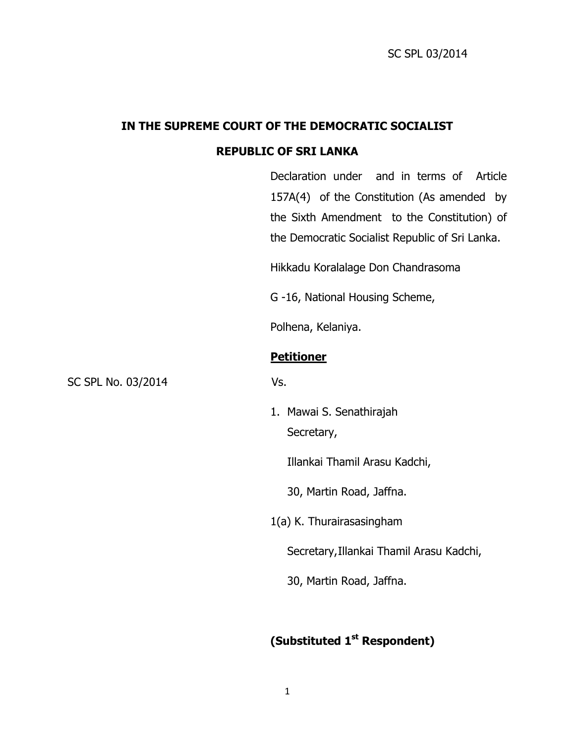SC SPL 03/2014

**IN THE SUPREME COURT OF THE DEMOCRATIC SOCIALIST REPUBLIC OF SRI LANKA**

Declaration under and in terms of Article 157A(4) of the Constitution (As amended by the Sixth Amendment to the Constitution) of the Democratic Socialist Republic of Sri Lanka.

Hikkadu Koralalage Don Chandrasoma

G -16, National Housing Scheme,

Polhena, Kelaniya.

**Petitioner**

SC SPL No. 03/2014

Vs.

1. Mawai S. Senathirajah
   Secretary,

   Illankai Thamil Arasu Kadchi,

   30, Martin Road, Jaffna.

1(a) K. Thurairasasingham

Secretary,Illankai Thamil Arasu Kadchi,

30, Martin Road, Jaffna.

**(Substituted 1st Respondent)**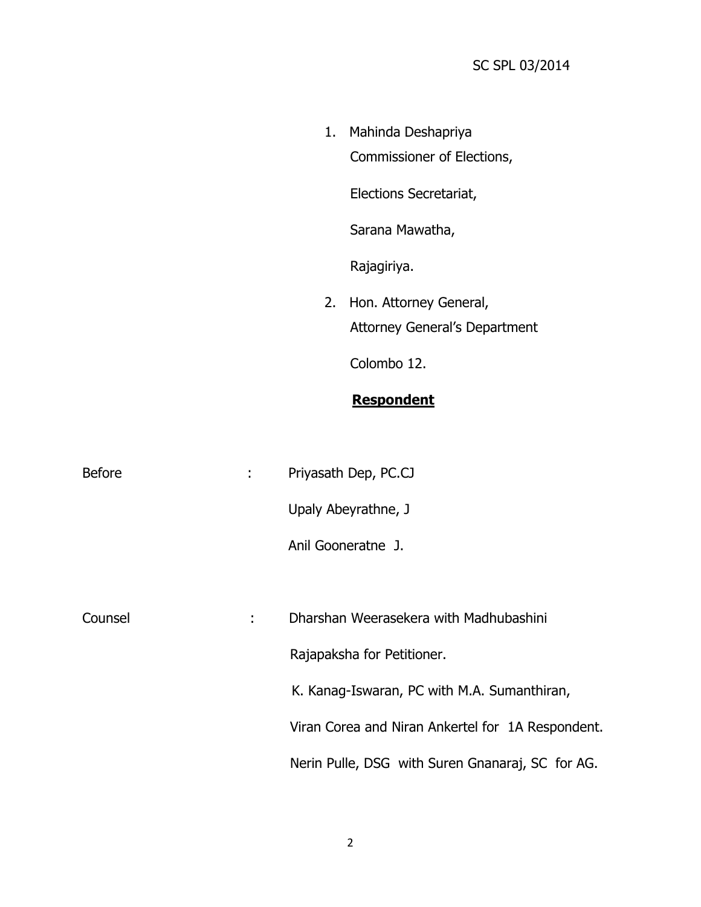SC SPL 03/2014

1. Mahinda Deshapriya
   Commissioner of Elections,

   Elections Secretariat,

   Sarana Mawatha,

   Rajagiriya.

2. Hon. Attorney General,
   Attorney General's Department

   Colombo 12.

**Respondent**

Before : Priyasath Dep, PC.CJ

Upaly Abeyrathne, J

Anil Gooneratne J.

Counsel : Dharshan Weerasekera with Madhubashini

Rajapaksha for Petitioner.

K. Kanag-Iswaran, PC with M.A. Sumanthiran,

Viran Corea and Niran Ankertel for 1A Respondent.

Nerin Pulle, DSG with Suren Gnanaraj, SC for AG.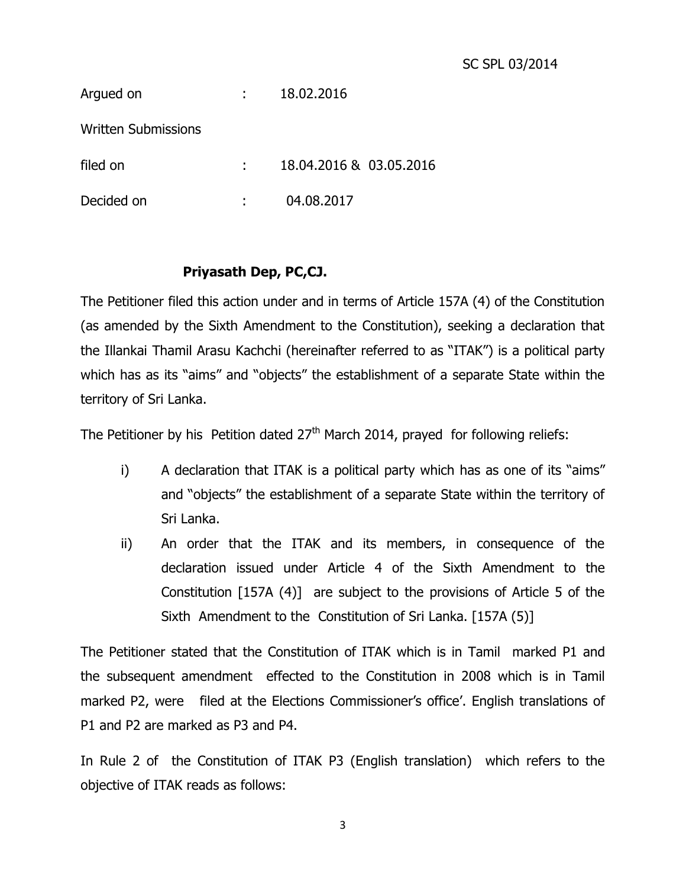SC SPL 03/2014

Argued on : 18.02.2016

Written Submissions

filed on : 18.04.2016 & 03.05.2016

Decided on : 04.08.2017

**Priyasath Dep, PC,CJ.**

The Petitioner filed this action under and in terms of Article 157A (4) of the Constitution (as amended by the Sixth Amendment to the Constitution), seeking a declaration that the Illankai Thamil Arasu Kachchi (hereinafter referred to as "ITAK") is a political party which has as its "aims" and "objects" the establishment of a separate State within the territory of Sri Lanka.

The Petitioner by his Petition dated 27th March 2014, prayed for following reliefs:

i) A declaration that ITAK is a political party which has as one of its "aims" and "objects" the establishment of a separate State within the territory of Sri Lanka.

ii) An order that the ITAK and its members, in consequence of the declaration issued under Article 4 of the Sixth Amendment to the Constitution [157A (4)] are subject to the provisions of Article 5 of the Sixth Amendment to the Constitution of Sri Lanka. [157A (5)]

The Petitioner stated that the Constitution of ITAK which is in Tamil marked P1 and the subsequent amendment effected to the Constitution in 2008 which is in Tamil marked P2, were filed at the Elections Commissioner's office'. English translations of P1 and P2 are marked as P3 and P4.

In Rule 2 of the Constitution of ITAK P3 (English translation) which refers to the objective of ITAK reads as follows: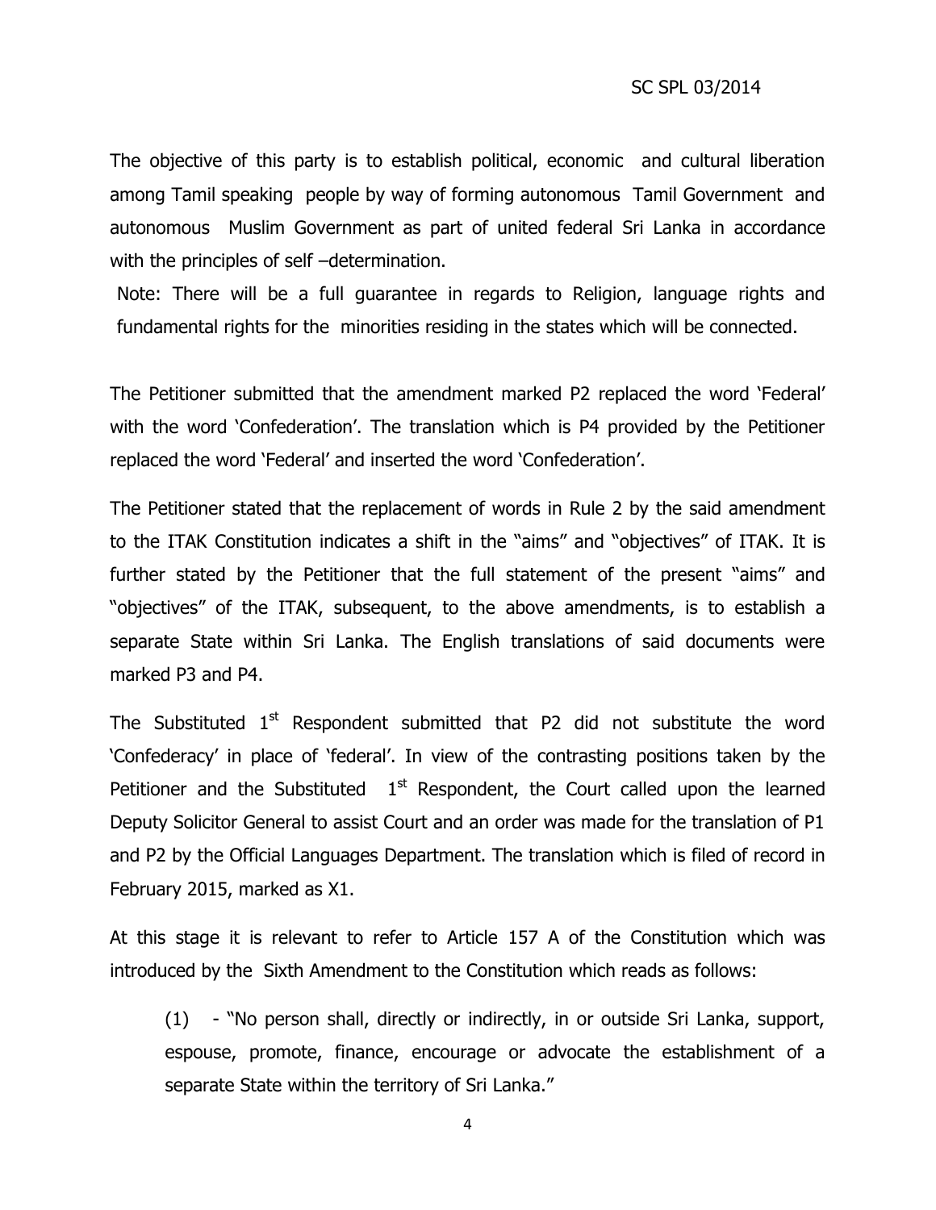The objective of this party is to establish political, economic and cultural liberation among Tamil speaking people by way of forming autonomous Tamil Government and autonomous Muslim Government as part of united federal Sri Lanka in accordance with the principles of self –determination.

Note: There will be a full guarantee in regards to Religion, language rights and fundamental rights for the minorities residing in the states which will be connected.

The Petitioner submitted that the amendment marked P2 replaced the word 'Federal' with the word 'Confederation'. The translation which is P4 provided by the Petitioner replaced the word 'Federal' and inserted the word 'Confederation'.

The Petitioner stated that the replacement of words in Rule 2 by the said amendment to the ITAK Constitution indicates a shift in the "aims" and "objectives" of ITAK. It is further stated by the Petitioner that the full statement of the present "aims" and "objectives" of the ITAK, subsequent, to the above amendments, is to establish a separate State within Sri Lanka. The English translations of said documents were marked P3 and P4.

The Substituted 1st Respondent submitted that P2 did not substitute the word 'Confederacy' in place of 'federal'. In view of the contrasting positions taken by the Petitioner and the Substituted 1st Respondent, the Court called upon the learned Deputy Solicitor General to assist Court and an order was made for the translation of P1 and P2 by the Official Languages Department. The translation which is filed of record in February 2015, marked as X1.

At this stage it is relevant to refer to Article 157 A of the Constitution which was introduced by the Sixth Amendment to the Constitution which reads as follows:

> (1) - "No person shall, directly or indirectly, in or outside Sri Lanka, support, espouse, promote, finance, encourage or advocate the establishment of a separate State within the territory of Sri Lanka."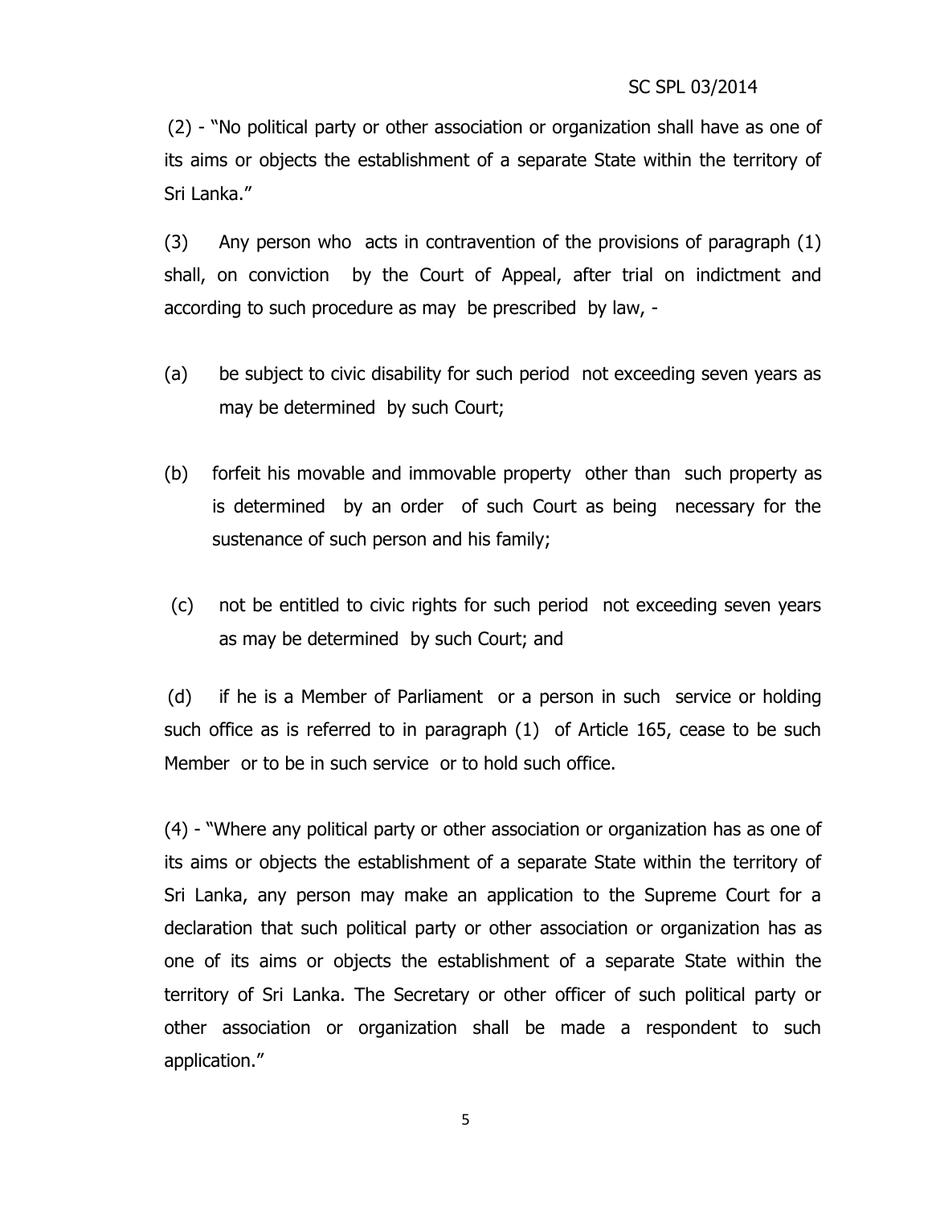(2) - "No political party or other association or organization shall have as one of its aims or objects the establishment of a separate State within the territory of Sri Lanka."

(3) Any person who acts in contravention of the provisions of paragraph (1) shall, on conviction by the Court of Appeal, after trial on indictment and according to such procedure as may be prescribed by law, -

(a) be subject to civic disability for such period not exceeding seven years as may be determined by such Court;

(b) forfeit his movable and immovable property other than such property as is determined by an order of such Court as being necessary for the sustenance of such person and his family;

(c) not be entitled to civic rights for such period not exceeding seven years as may be determined by such Court; and

(d) if he is a Member of Parliament or a person in such service or holding such office as is referred to in paragraph (1) of Article 165, cease to be such Member or to be in such service or to hold such office.

(4) - "Where any political party or other association or organization has as one of its aims or objects the establishment of a separate State within the territory of Sri Lanka, any person may make an application to the Supreme Court for a declaration that such political party or other association or organization has as one of its aims or objects the establishment of a separate State within the territory of Sri Lanka. The Secretary or other officer of such political party or other association or organization shall be made a respondent to such application."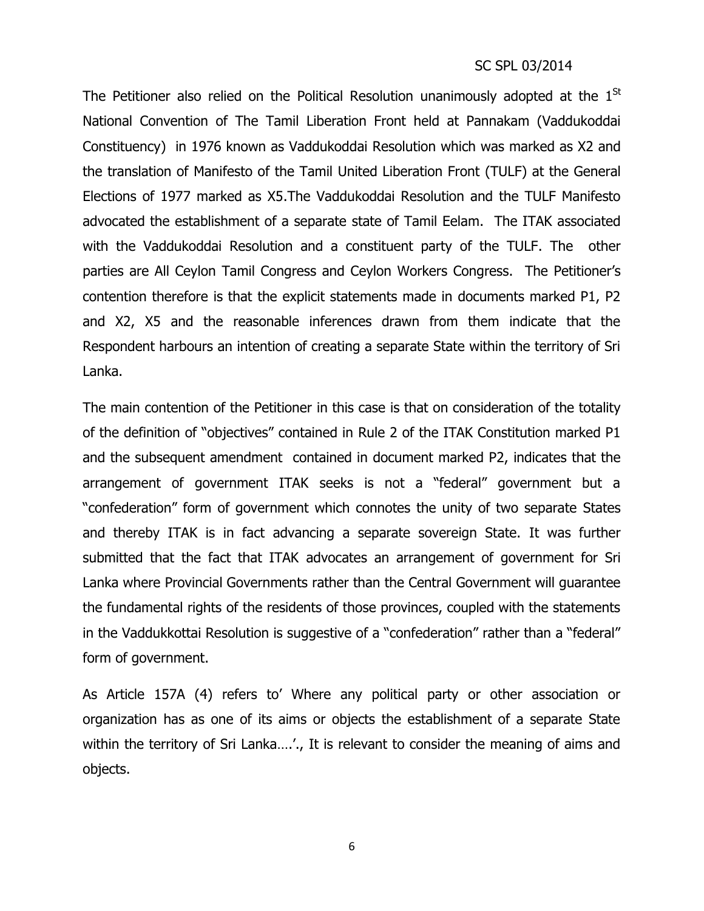The Petitioner also relied on the Political Resolution unanimously adopted at the 1$^{St}$ National Convention of The Tamil Liberation Front held at Pannakam (Vaddukoddai Constituency) in 1976 known as Vaddukoddai Resolution which was marked as X2 and the translation of Manifesto of the Tamil United Liberation Front (TULF) at the General Elections of 1977 marked as X5.The Vaddukoddai Resolution and the TULF Manifesto advocated the establishment of a separate state of Tamil Eelam. The ITAK associated with the Vaddukoddai Resolution and a constituent party of the TULF. The other parties are All Ceylon Tamil Congress and Ceylon Workers Congress. The Petitioner's contention therefore is that the explicit statements made in documents marked P1, P2 and X2, X5 and the reasonable inferences drawn from them indicate that the Respondent harbours an intention of creating a separate State within the territory of Sri Lanka.

The main contention of the Petitioner in this case is that on consideration of the totality of the definition of "objectives" contained in Rule 2 of the ITAK Constitution marked P1 and the subsequent amendment contained in document marked P2, indicates that the arrangement of government ITAK seeks is not a "federal" government but a "confederation" form of government which connotes the unity of two separate States and thereby ITAK is in fact advancing a separate sovereign State. It was further submitted that the fact that ITAK advocates an arrangement of government for Sri Lanka where Provincial Governments rather than the Central Government will guarantee the fundamental rights of the residents of those provinces, coupled with the statements in the Vaddukkottai Resolution is suggestive of a "confederation" rather than a "federal" form of government.

As Article 157A (4) refers to' Where any political party or other association or organization has as one of its aims or objects the establishment of a separate State within the territory of Sri Lanka….'., It is relevant to consider the meaning of aims and objects.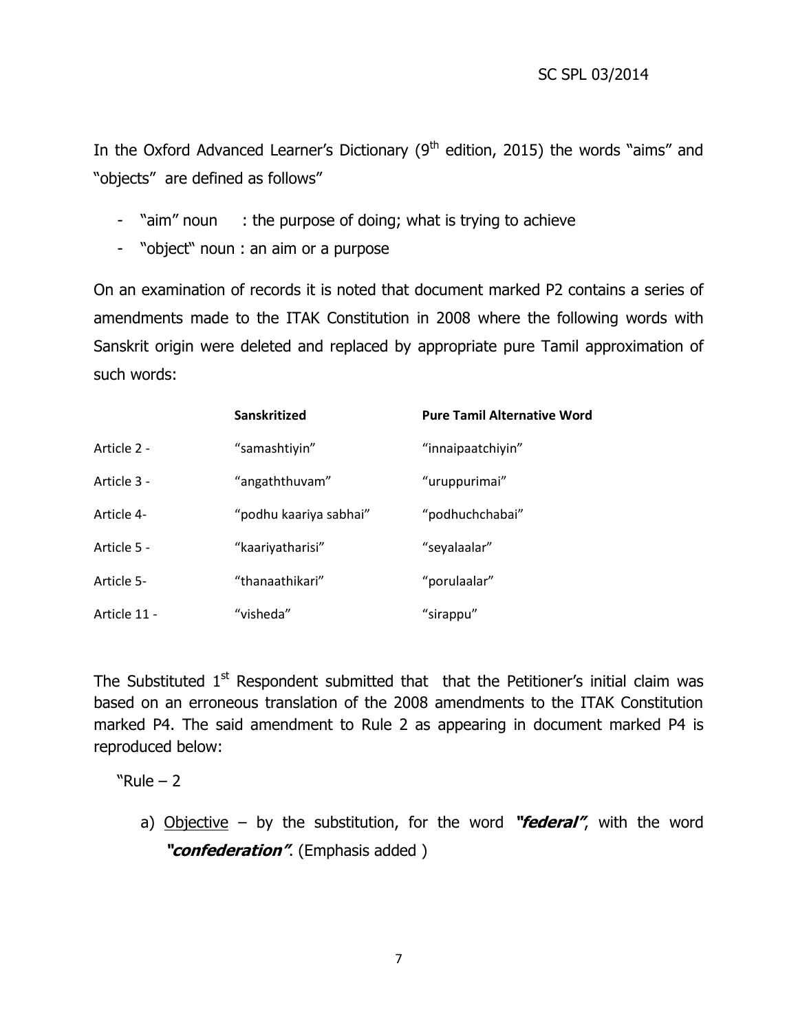In the Oxford Advanced Learner's Dictionary (9th edition, 2015) the words "aims" and "objects" are defined as follows"

- "aim" noun : the purpose of doing; what is trying to achieve
- "object" noun : an aim or a purpose

On an examination of records it is noted that document marked P2 contains a series of amendments made to the ITAK Constitution in 2008 where the following words with Sanskrit origin were deleted and replaced by appropriate pure Tamil approximation of such words:

| | **Sanskritized** | **Pure Tamil Alternative Word** |
|---|---|---|
| Article 2 - | "samashtiyin" | "innaipaatchiyin" |
| Article 3 - | "angaththuvam" | "uruppurimai" |
| Article 4- | "podhu kaariya sabhai" | "podhuchchabai" |
| Article 5 - | "kaariyatharisi" | "seyalaalar" |
| Article 5- | "thanaathikari" | "porulaalar" |
| Article 11 - | "visheda" | "sirappu" |

The Substituted 1st Respondent submitted that that the Petitioner's initial claim was based on an erroneous translation of the 2008 amendments to the ITAK Constitution marked P4. The said amendment to Rule 2 as appearing in document marked P4 is reproduced below:

"Rule – 2

a) Objective – by the substitution, for the word ***"federal"***, with the word ***"confederation"***. (Emphasis added )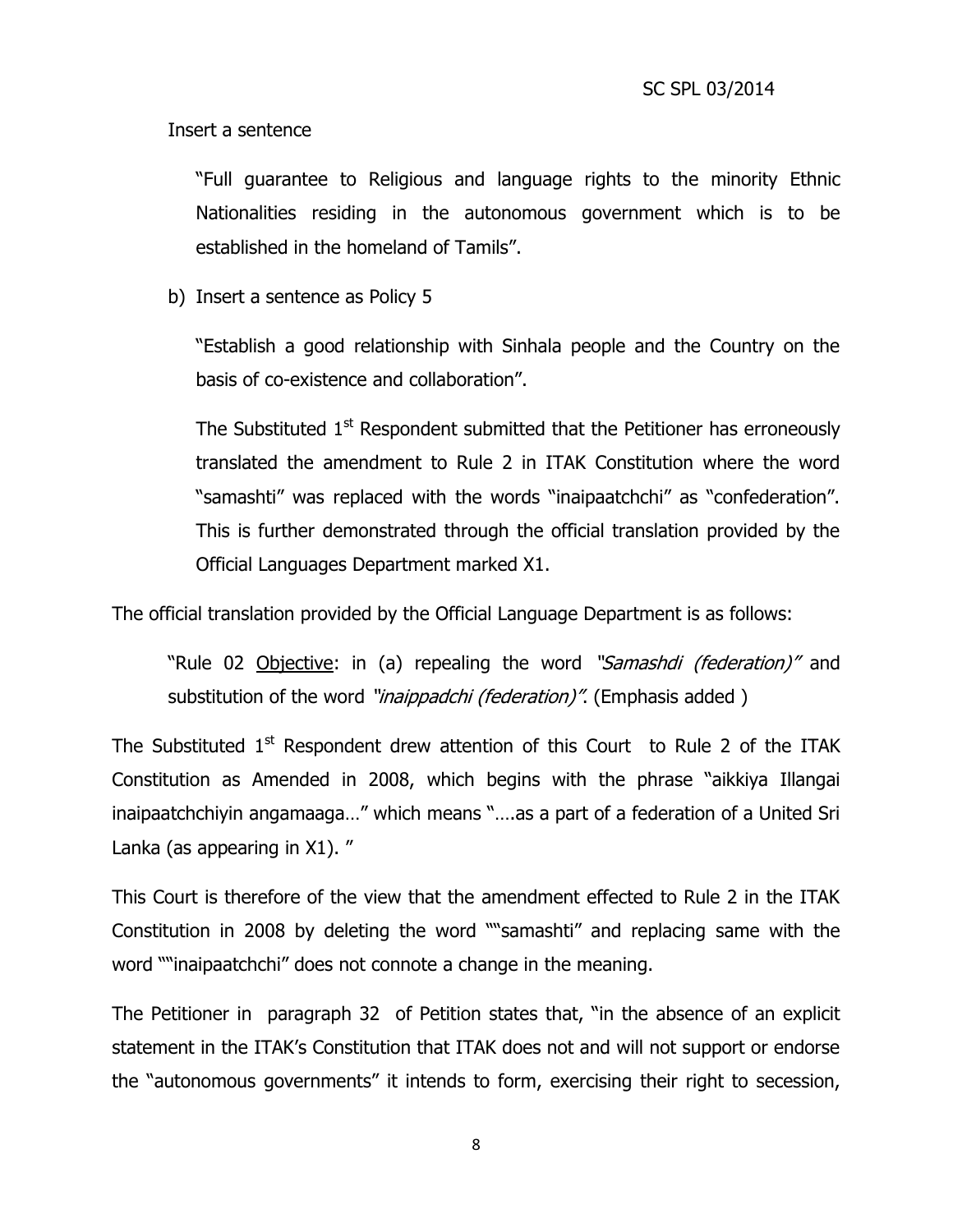Insert a sentence

"Full guarantee to Religious and language rights to the minority Ethnic Nationalities residing in the autonomous government which is to be established in the homeland of Tamils".

b) Insert a sentence as Policy 5

"Establish a good relationship with Sinhala people and the Country on the basis of co-existence and collaboration".

The Substituted 1[st] Respondent submitted that the Petitioner has erroneously translated the amendment to Rule 2 in ITAK Constitution where the word "samashti" was replaced with the words "inaipaatchchi" as "confederation". This is further demonstrated through the official translation provided by the Official Languages Department marked X1.

The official translation provided by the Official Language Department is as follows:

> "Rule 02 <u>Objective</u>: in (a) repealing the word *"Samashdi (federation)"* and substitution of the word *"inaippadchi (federation)"*. (Emphasis added )

The Substituted 1[st] Respondent drew attention of this Court to Rule 2 of the ITAK Constitution as Amended in 2008, which begins with the phrase "aikkiya Illangai inaipaatchchiyin angamaaga…" which means "….as a part of a federation of a United Sri Lanka (as appearing in X1). "

This Court is therefore of the view that the amendment effected to Rule 2 in the ITAK Constitution in 2008 by deleting the word ""samashti" and replacing same with the word ""inaipaatchchi" does not connote a change in the meaning.

The Petitioner in paragraph 32 of Petition states that, "in the absence of an explicit statement in the ITAK's Constitution that ITAK does not and will not support or endorse the "autonomous governments" it intends to form, exercising their right to secession,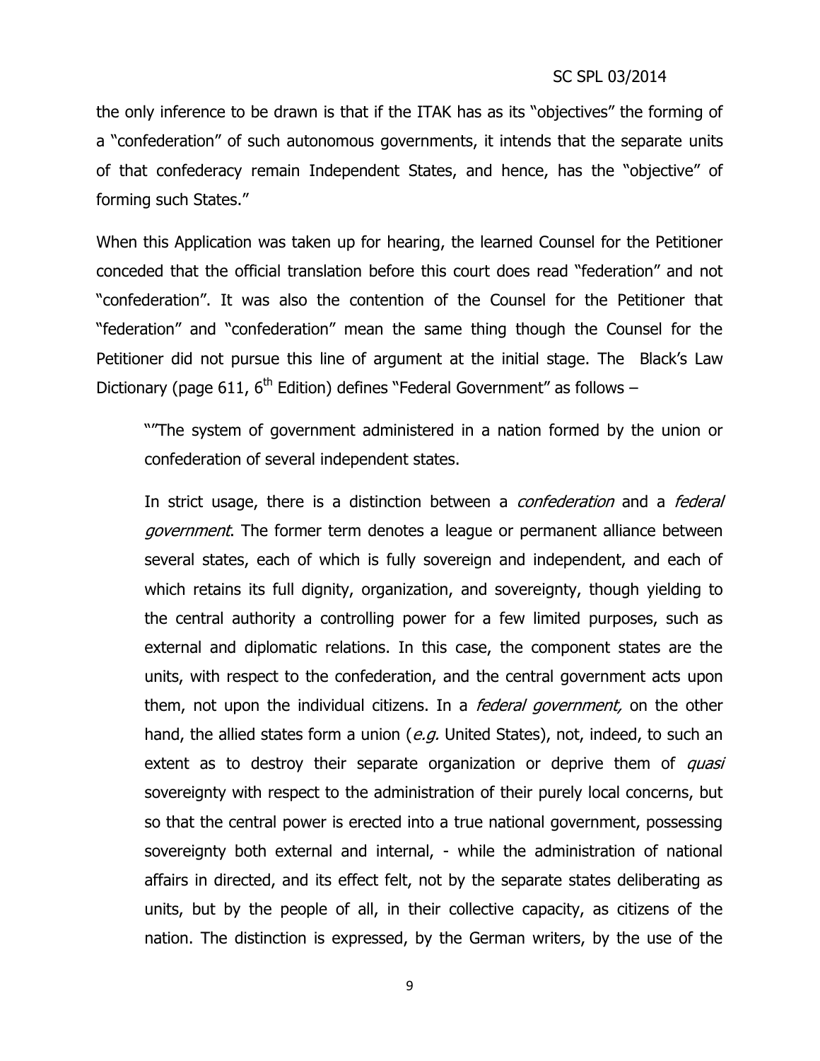the only inference to be drawn is that if the ITAK has as its "objectives" the forming of a "confederation" of such autonomous governments, it intends that the separate units of that confederacy remain Independent States, and hence, has the "objective" of forming such States."

When this Application was taken up for hearing, the learned Counsel for the Petitioner conceded that the official translation before this court does read "federation" and not "confederation". It was also the contention of the Counsel for the Petitioner that "federation" and "confederation" mean the same thing though the Counsel for the Petitioner did not pursue this line of argument at the initial stage. The Black's Law Dictionary (page 611, 6th Edition) defines "Federal Government" as follows –

> ""The system of government administered in a nation formed by the union or confederation of several independent states.
>
> In strict usage, there is a distinction between a *confederation* and a *federal government*. The former term denotes a league or permanent alliance between several states, each of which is fully sovereign and independent, and each of which retains its full dignity, organization, and sovereignty, though yielding to the central authority a controlling power for a few limited purposes, such as external and diplomatic relations. In this case, the component states are the units, with respect to the confederation, and the central government acts upon them, not upon the individual citizens. In a *federal government,* on the other hand, the allied states form a union (*e.g.* United States), not, indeed, to such an extent as to destroy their separate organization or deprive them of *quasi* sovereignty with respect to the administration of their purely local concerns, but so that the central power is erected into a true national government, possessing sovereignty both external and internal, - while the administration of national affairs in directed, and its effect felt, not by the separate states deliberating as units, but by the people of all, in their collective capacity, as citizens of the nation. The distinction is expressed, by the German writers, by the use of the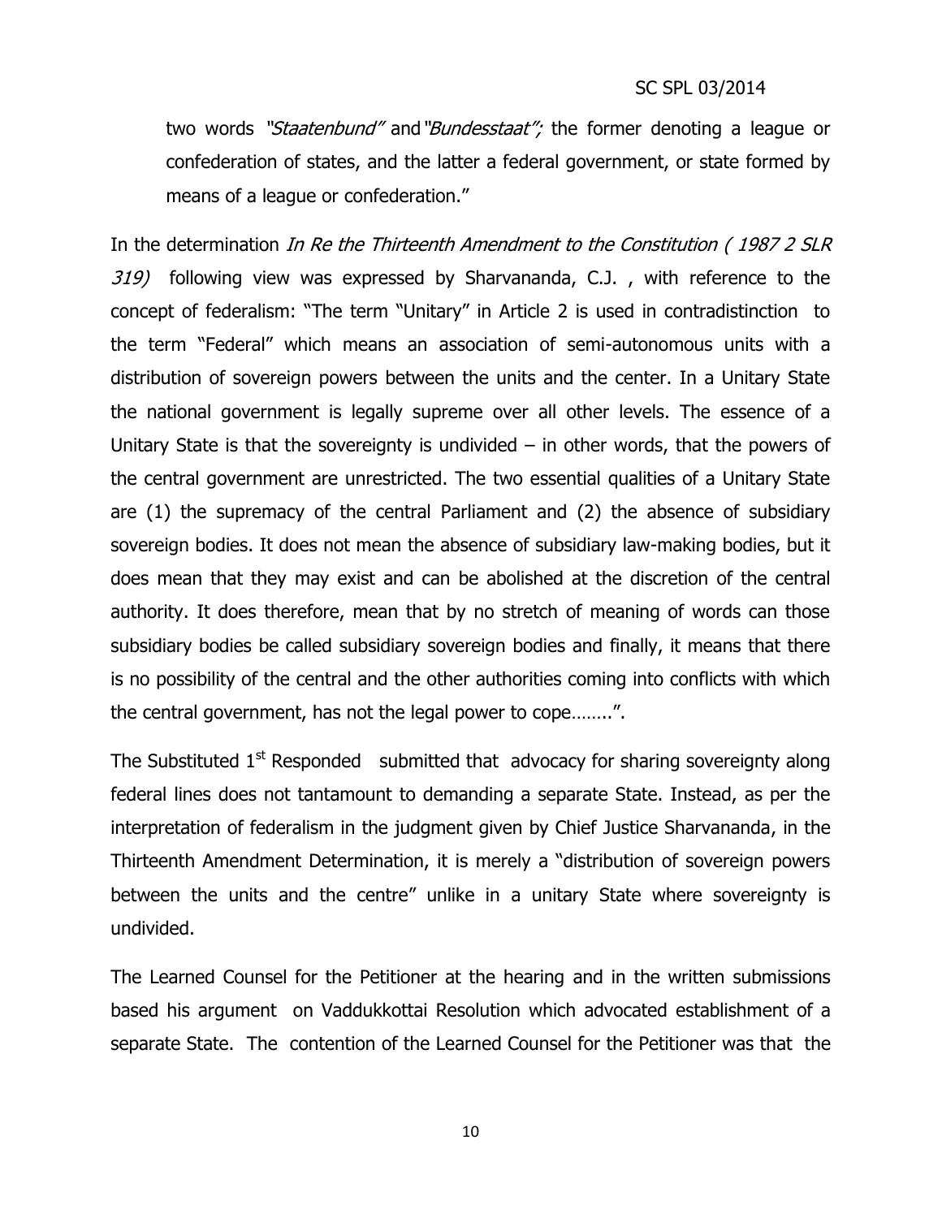two words *"Staatenbund"* and *"Bundesstaat";* the former denoting a league or confederation of states, and the latter a federal government, or state formed by means of a league or confederation."

In the determination *In Re the Thirteenth Amendment to the Constitution ( 1987 2 SLR 319)* following view was expressed by Sharvananda, C.J. , with reference to the concept of federalism: "The term "Unitary" in Article 2 is used in contradistinction to the term "Federal" which means an association of semi-autonomous units with a distribution of sovereign powers between the units and the center. In a Unitary State the national government is legally supreme over all other levels. The essence of a Unitary State is that the sovereignty is undivided – in other words, that the powers of the central government are unrestricted. The two essential qualities of a Unitary State are (1) the supremacy of the central Parliament and (2) the absence of subsidiary sovereign bodies. It does not mean the absence of subsidiary law-making bodies, but it does mean that they may exist and can be abolished at the discretion of the central authority. It does therefore, mean that by no stretch of meaning of words can those subsidiary bodies be called subsidiary sovereign bodies and finally, it means that there is no possibility of the central and the other authorities coming into conflicts with which the central government, has not the legal power to cope……..".

The Substituted 1st Responded submitted that advocacy for sharing sovereignty along federal lines does not tantamount to demanding a separate State. Instead, as per the interpretation of federalism in the judgment given by Chief Justice Sharvananda, in the Thirteenth Amendment Determination, it is merely a "distribution of sovereign powers between the units and the centre" unlike in a unitary State where sovereignty is undivided.

The Learned Counsel for the Petitioner at the hearing and in the written submissions based his argument on Vaddukkottai Resolution which advocated establishment of a separate State. The contention of the Learned Counsel for the Petitioner was that the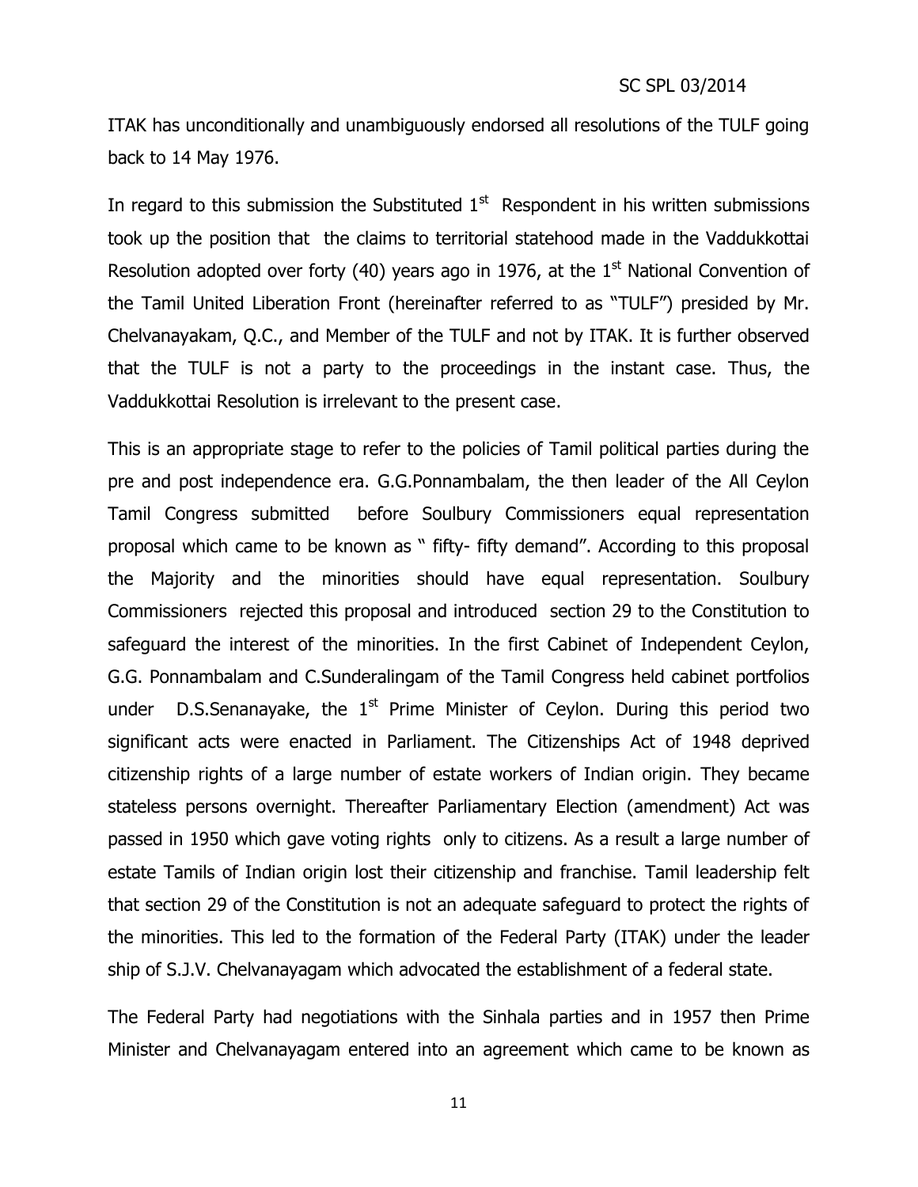ITAK has unconditionally and unambiguously endorsed all resolutions of the TULF going back to 14 May 1976.

In regard to this submission the Substituted 1st Respondent in his written submissions took up the position that the claims to territorial statehood made in the Vaddukkottai Resolution adopted over forty (40) years ago in 1976, at the 1st National Convention of the Tamil United Liberation Front (hereinafter referred to as "TULF") presided by Mr. Chelvanayakam, Q.C., and Member of the TULF and not by ITAK. It is further observed that the TULF is not a party to the proceedings in the instant case. Thus, the Vaddukkottai Resolution is irrelevant to the present case.

This is an appropriate stage to refer to the policies of Tamil political parties during the pre and post independence era. G.G.Ponnambalam, the then leader of the All Ceylon Tamil Congress submitted before Soulbury Commissioners equal representation proposal which came to be known as " fifty- fifty demand". According to this proposal the Majority and the minorities should have equal representation. Soulbury Commissioners rejected this proposal and introduced section 29 to the Constitution to safeguard the interest of the minorities. In the first Cabinet of Independent Ceylon, G.G. Ponnambalam and C.Sunderalingam of the Tamil Congress held cabinet portfolios under D.S.Senanayake, the 1st Prime Minister of Ceylon. During this period two significant acts were enacted in Parliament. The Citizenships Act of 1948 deprived citizenship rights of a large number of estate workers of Indian origin. They became stateless persons overnight. Thereafter Parliamentary Election (amendment) Act was passed in 1950 which gave voting rights only to citizens. As a result a large number of estate Tamils of Indian origin lost their citizenship and franchise. Tamil leadership felt that section 29 of the Constitution is not an adequate safeguard to protect the rights of the minorities. This led to the formation of the Federal Party (ITAK) under the leader ship of S.J.V. Chelvanayagam which advocated the establishment of a federal state.

The Federal Party had negotiations with the Sinhala parties and in 1957 then Prime Minister and Chelvanayagam entered into an agreement which came to be known as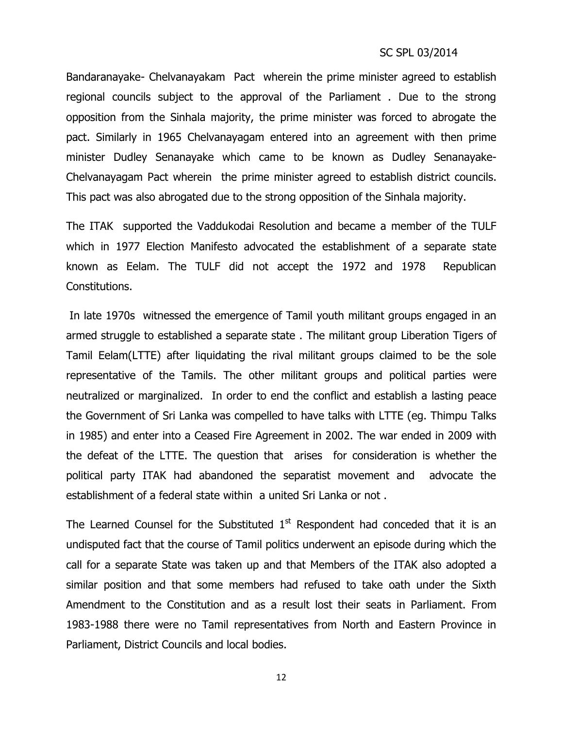Bandaranayake- Chelvanayakam Pact wherein the prime minister agreed to establish regional councils subject to the approval of the Parliament . Due to the strong opposition from the Sinhala majority, the prime minister was forced to abrogate the pact. Similarly in 1965 Chelvanayagam entered into an agreement with then prime minister Dudley Senanayake which came to be known as Dudley Senanayake-Chelvanayagam Pact wherein the prime minister agreed to establish district councils. This pact was also abrogated due to the strong opposition of the Sinhala majority.

The ITAK supported the Vaddukodai Resolution and became a member of the TULF which in 1977 Election Manifesto advocated the establishment of a separate state known as Eelam. The TULF did not accept the 1972 and 1978 Republican Constitutions.

In late 1970s witnessed the emergence of Tamil youth militant groups engaged in an armed struggle to established a separate state . The militant group Liberation Tigers of Tamil Eelam(LTTE) after liquidating the rival militant groups claimed to be the sole representative of the Tamils. The other militant groups and political parties were neutralized or marginalized. In order to end the conflict and establish a lasting peace the Government of Sri Lanka was compelled to have talks with LTTE (eg. Thimpu Talks in 1985) and enter into a Ceased Fire Agreement in 2002. The war ended in 2009 with the defeat of the LTTE. The question that arises for consideration is whether the political party ITAK had abandoned the separatist movement and advocate the establishment of a federal state within a united Sri Lanka or not .

The Learned Counsel for the Substituted 1st Respondent had conceded that it is an undisputed fact that the course of Tamil politics underwent an episode during which the call for a separate State was taken up and that Members of the ITAK also adopted a similar position and that some members had refused to take oath under the Sixth Amendment to the Constitution and as a result lost their seats in Parliament. From 1983-1988 there were no Tamil representatives from North and Eastern Province in Parliament, District Councils and local bodies.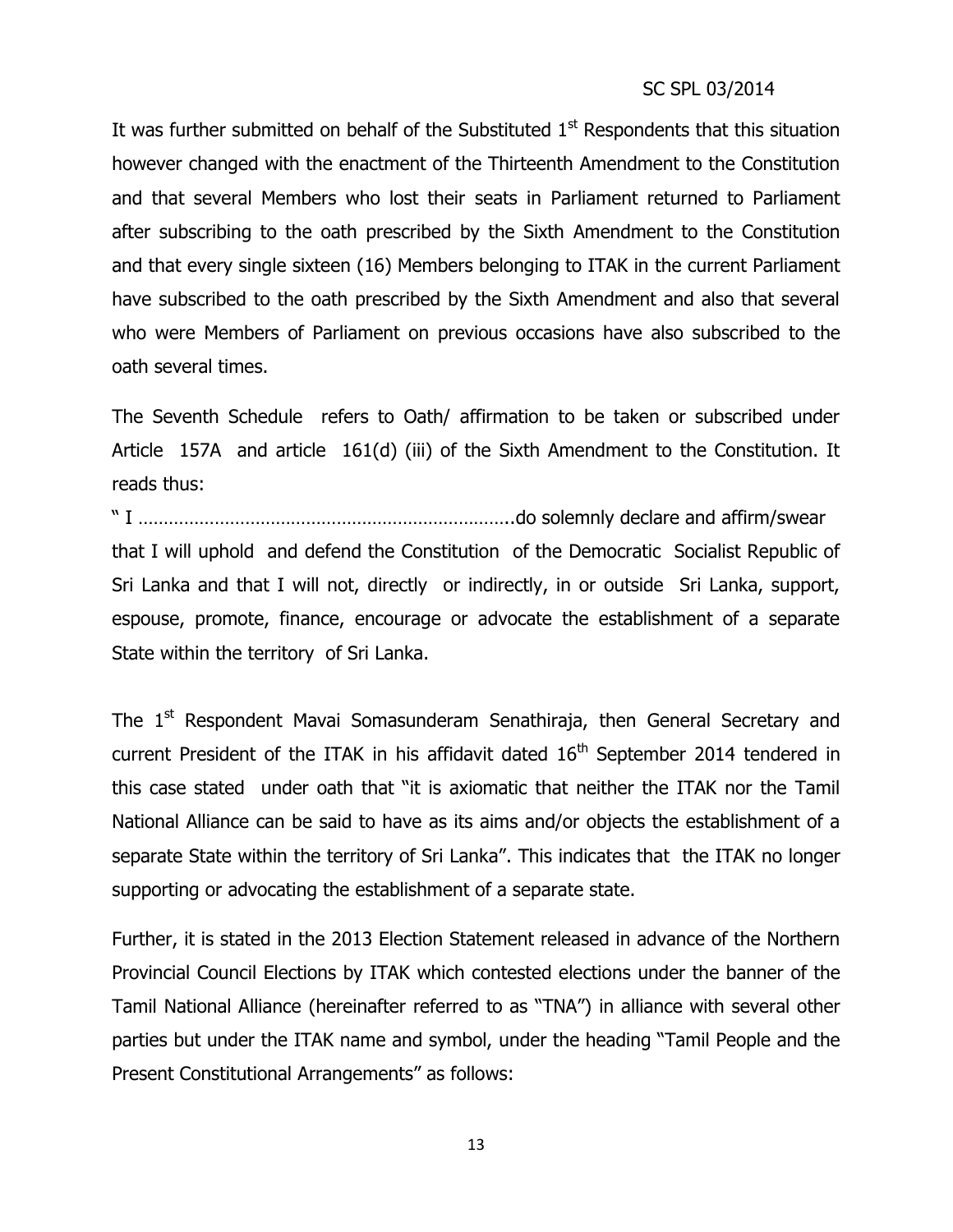It was further submitted on behalf of the Substituted 1st Respondents that this situation however changed with the enactment of the Thirteenth Amendment to the Constitution and that several Members who lost their seats in Parliament returned to Parliament after subscribing to the oath prescribed by the Sixth Amendment to the Constitution and that every single sixteen (16) Members belonging to ITAK in the current Parliament have subscribed to the oath prescribed by the Sixth Amendment and also that several who were Members of Parliament on previous occasions have also subscribed to the oath several times.

The Seventh Schedule refers to Oath/ affirmation to be taken or subscribed under Article 157A and article 161(d) (iii) of the Sixth Amendment to the Constitution. It reads thus:

" I ……………………………………………………………….do solemnly declare and affirm/swear that I will uphold and defend the Constitution of the Democratic Socialist Republic of Sri Lanka and that I will not, directly or indirectly, in or outside Sri Lanka, support, espouse, promote, finance, encourage or advocate the establishment of a separate State within the territory of Sri Lanka.

The 1st Respondent Mavai Somasunderam Senathiraja, then General Secretary and current President of the ITAK in his affidavit dated 16th September 2014 tendered in this case stated under oath that "it is axiomatic that neither the ITAK nor the Tamil National Alliance can be said to have as its aims and/or objects the establishment of a separate State within the territory of Sri Lanka". This indicates that the ITAK no longer supporting or advocating the establishment of a separate state.

Further, it is stated in the 2013 Election Statement released in advance of the Northern Provincial Council Elections by ITAK which contested elections under the banner of the Tamil National Alliance (hereinafter referred to as "TNA") in alliance with several other parties but under the ITAK name and symbol, under the heading "Tamil People and the Present Constitutional Arrangements" as follows: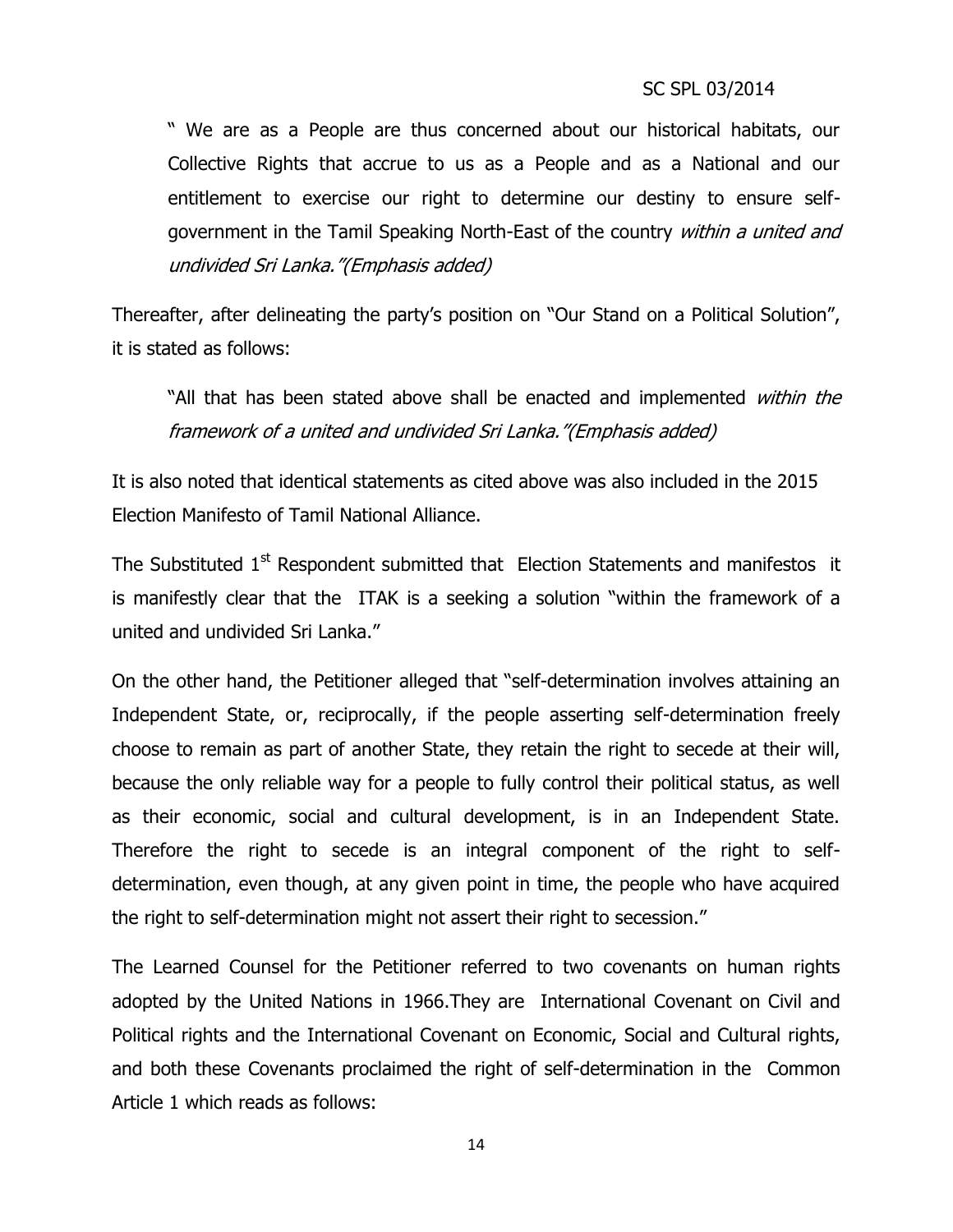> " We are as a People are thus concerned about our historical habitats, our Collective Rights that accrue to us as a People and as a National and our entitlement to exercise our right to determine our destiny to ensure self-government in the Tamil Speaking North-East of the country *within a united and undivided Sri Lanka."(Emphasis added)*

Thereafter, after delineating the party's position on "Our Stand on a Political Solution", it is stated as follows:

> "All that has been stated above shall be enacted and implemented *within the framework of a united and undivided Sri Lanka."(Emphasis added)*

It is also noted that identical statements as cited above was also included in the 2015 Election Manifesto of Tamil National Alliance.

The Substituted 1st Respondent submitted that Election Statements and manifestos it is manifestly clear that the ITAK is a seeking a solution "within the framework of a united and undivided Sri Lanka."

On the other hand, the Petitioner alleged that "self-determination involves attaining an Independent State, or, reciprocally, if the people asserting self-determination freely choose to remain as part of another State, they retain the right to secede at their will, because the only reliable way for a people to fully control their political status, as well as their economic, social and cultural development, is in an Independent State. Therefore the right to secede is an integral component of the right to self-determination, even though, at any given point in time, the people who have acquired the right to self-determination might not assert their right to secession."

The Learned Counsel for the Petitioner referred to two covenants on human rights adopted by the United Nations in 1966.They are International Covenant on Civil and Political rights and the International Covenant on Economic, Social and Cultural rights, and both these Covenants proclaimed the right of self-determination in the Common Article 1 which reads as follows: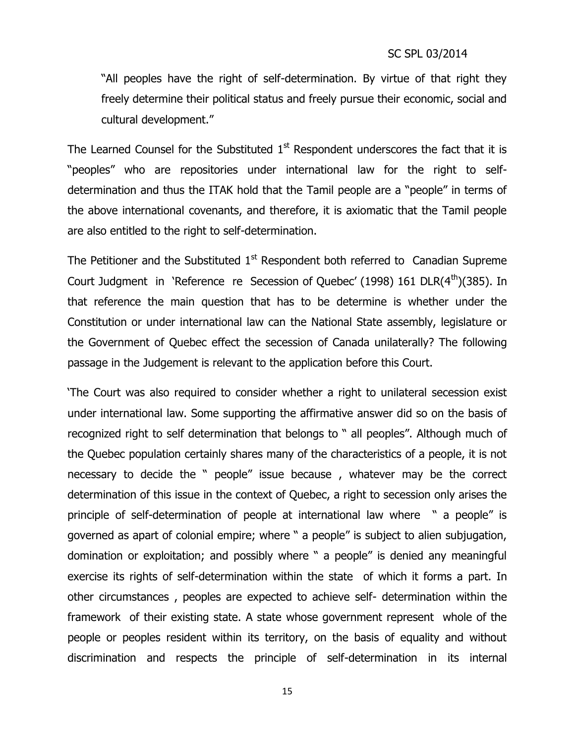"All peoples have the right of self-determination. By virtue of that right they freely determine their political status and freely pursue their economic, social and cultural development."

The Learned Counsel for the Substituted 1st Respondent underscores the fact that it is "peoples" who are repositories under international law for the right to self-determination and thus the ITAK hold that the Tamil people are a "people" in terms of the above international covenants, and therefore, it is axiomatic that the Tamil people are also entitled to the right to self-determination.

The Petitioner and the Substituted 1st Respondent both referred to Canadian Supreme Court Judgment in 'Reference re Secession of Quebec' (1998) 161 DLR(4th)(385). In that reference the main question that has to be determine is whether under the Constitution or under international law can the National State assembly, legislature or the Government of Quebec effect the secession of Canada unilaterally? The following passage in the Judgement is relevant to the application before this Court.

'The Court was also required to consider whether a right to unilateral secession exist under international law. Some supporting the affirmative answer did so on the basis of recognized right to self determination that belongs to " all peoples". Although much of the Quebec population certainly shares many of the characteristics of a people, it is not necessary to decide the " people" issue because , whatever may be the correct determination of this issue in the context of Quebec, a right to secession only arises the principle of self-determination of people at international law where " a people" is governed as apart of colonial empire; where " a people" is subject to alien subjugation, domination or exploitation; and possibly where " a people" is denied any meaningful exercise its rights of self-determination within the state of which it forms a part. In other circumstances , peoples are expected to achieve self- determination within the framework of their existing state. A state whose government represent whole of the people or peoples resident within its territory, on the basis of equality and without discrimination and respects the principle of self-determination in its internal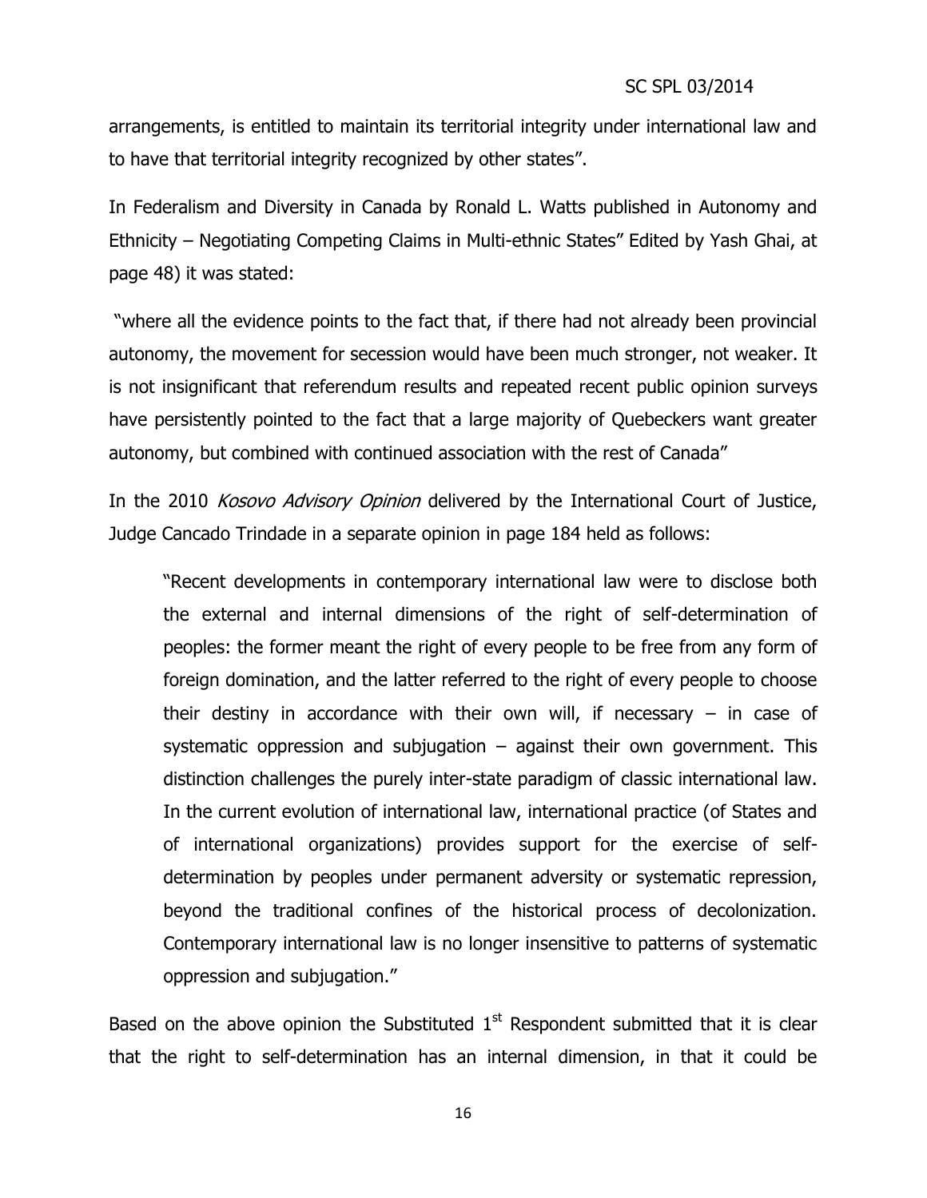arrangements, is entitled to maintain its territorial integrity under international law and to have that territorial integrity recognized by other states".

In Federalism and Diversity in Canada by Ronald L. Watts published in Autonomy and Ethnicity – Negotiating Competing Claims in Multi-ethnic States" Edited by Yash Ghai, at page 48) it was stated:

"where all the evidence points to the fact that, if there had not already been provincial autonomy, the movement for secession would have been much stronger, not weaker. It is not insignificant that referendum results and repeated recent public opinion surveys have persistently pointed to the fact that a large majority of Quebeckers want greater autonomy, but combined with continued association with the rest of Canada"

In the 2010 *Kosovo Advisory Opinion* delivered by the International Court of Justice, Judge Cancado Trindade in a separate opinion in page 184 held as follows:

> "Recent developments in contemporary international law were to disclose both the external and internal dimensions of the right of self-determination of peoples: the former meant the right of every people to be free from any form of foreign domination, and the latter referred to the right of every people to choose their destiny in accordance with their own will, if necessary – in case of systematic oppression and subjugation – against their own government. This distinction challenges the purely inter-state paradigm of classic international law. In the current evolution of international law, international practice (of States and of international organizations) provides support for the exercise of self-determination by peoples under permanent adversity or systematic repression, beyond the traditional confines of the historical process of decolonization. Contemporary international law is no longer insensitive to patterns of systematic oppression and subjugation."

Based on the above opinion the Substituted 1st Respondent submitted that it is clear that the right to self-determination has an internal dimension, in that it could be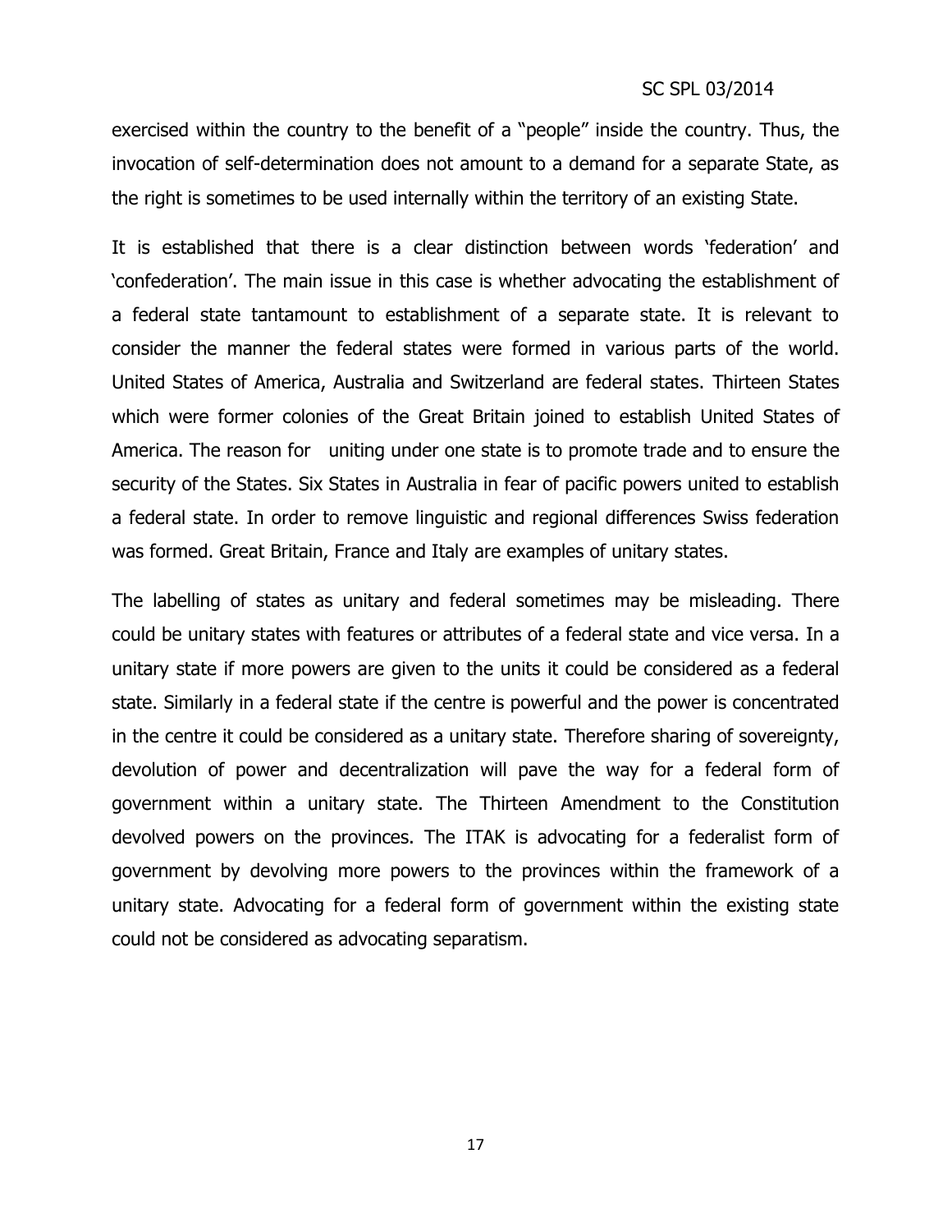exercised within the country to the benefit of a "people" inside the country. Thus, the invocation of self-determination does not amount to a demand for a separate State, as the right is sometimes to be used internally within the territory of an existing State.

It is established that there is a clear distinction between words 'federation' and 'confederation'. The main issue in this case is whether advocating the establishment of a federal state tantamount to establishment of a separate state. It is relevant to consider the manner the federal states were formed in various parts of the world. United States of America, Australia and Switzerland are federal states. Thirteen States which were former colonies of the Great Britain joined to establish United States of America. The reason for uniting under one state is to promote trade and to ensure the security of the States. Six States in Australia in fear of pacific powers united to establish a federal state. In order to remove linguistic and regional differences Swiss federation was formed. Great Britain, France and Italy are examples of unitary states.

The labelling of states as unitary and federal sometimes may be misleading. There could be unitary states with features or attributes of a federal state and vice versa. In a unitary state if more powers are given to the units it could be considered as a federal state. Similarly in a federal state if the centre is powerful and the power is concentrated in the centre it could be considered as a unitary state. Therefore sharing of sovereignty, devolution of power and decentralization will pave the way for a federal form of government within a unitary state. The Thirteen Amendment to the Constitution devolved powers on the provinces. The ITAK is advocating for a federalist form of government by devolving more powers to the provinces within the framework of a unitary state. Advocating for a federal form of government within the existing state could not be considered as advocating separatism.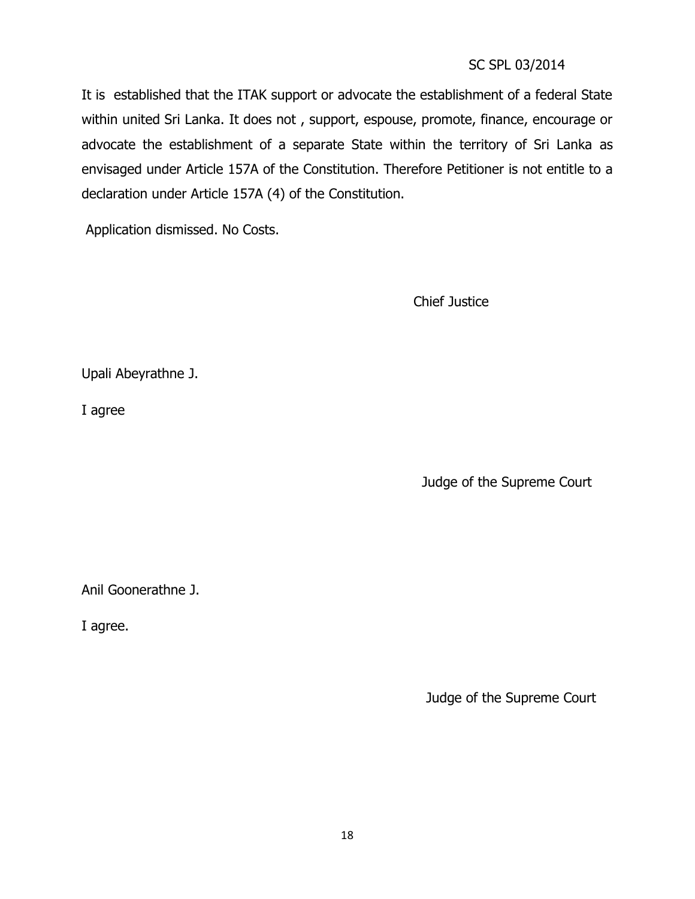It is established that the ITAK support or advocate the establishment of a federal State within united Sri Lanka. It does not , support, espouse, promote, finance, encourage or advocate the establishment of a separate State within the territory of Sri Lanka as envisaged under Article 157A of the Constitution. Therefore Petitioner is not entitle to a declaration under Article 157A (4) of the Constitution.

Application dismissed. No Costs.

Chief Justice

Upali Abeyrathne J.

I agree

Judge of the Supreme Court

Anil Goonerathne J.

I agree.

Judge of the Supreme Court